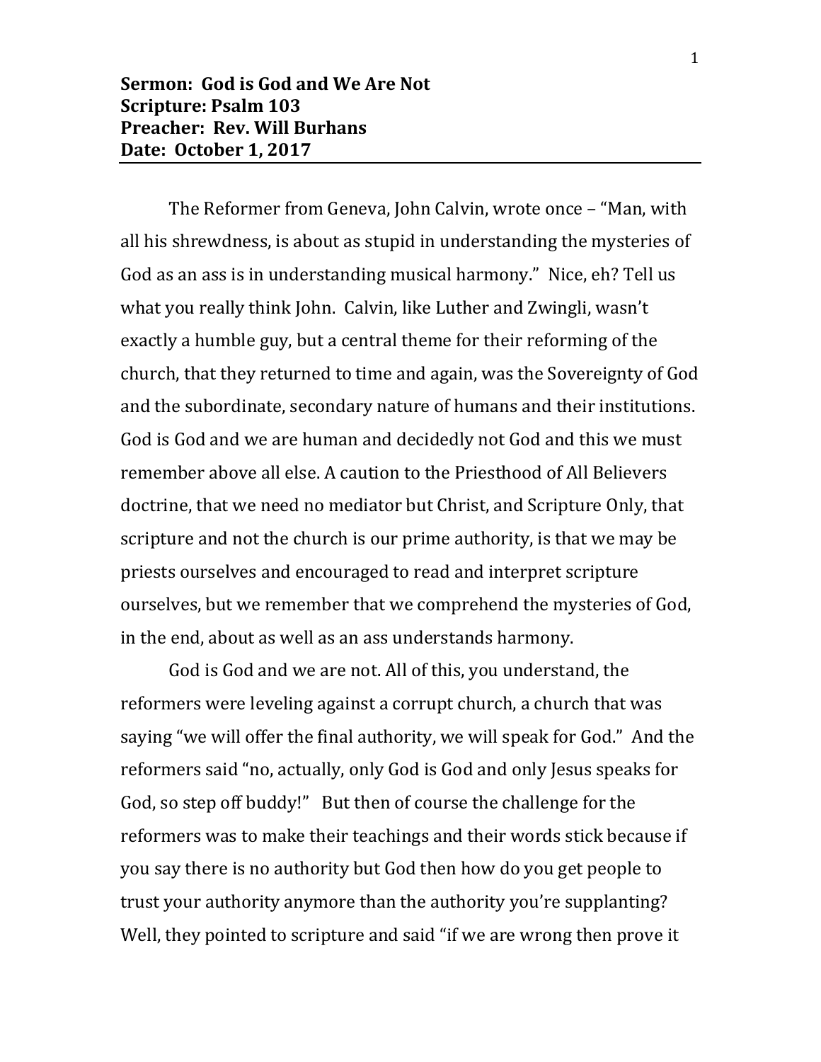**Sermon: God is God and We Are Not**
**Scripture: Psalm 103**
**Preacher: Rev. Will Burhans**
**Date: October 1, 2017**

---

The Reformer from Geneva, John Calvin, wrote once – "Man, with all his shrewdness, is about as stupid in understanding the mysteries of God as an ass is in understanding musical harmony." Nice, eh? Tell us what you really think John. Calvin, like Luther and Zwingli, wasn't exactly a humble guy, but a central theme for their reforming of the church, that they returned to time and again, was the Sovereignty of God and the subordinate, secondary nature of humans and their institutions. God is God and we are human and decidedly not God and this we must remember above all else. A caution to the Priesthood of All Believers doctrine, that we need no mediator but Christ, and Scripture Only, that scripture and not the church is our prime authority, is that we may be priests ourselves and encouraged to read and interpret scripture ourselves, but we remember that we comprehend the mysteries of God, in the end, about as well as an ass understands harmony.

God is God and we are not. All of this, you understand, the reformers were leveling against a corrupt church, a church that was saying "we will offer the final authority, we will speak for God." And the reformers said "no, actually, only God is God and only Jesus speaks for God, so step off buddy!" But then of course the challenge for the reformers was to make their teachings and their words stick because if you say there is no authority but God then how do you get people to trust your authority anymore than the authority you're supplanting? Well, they pointed to scripture and said "if we are wrong then prove it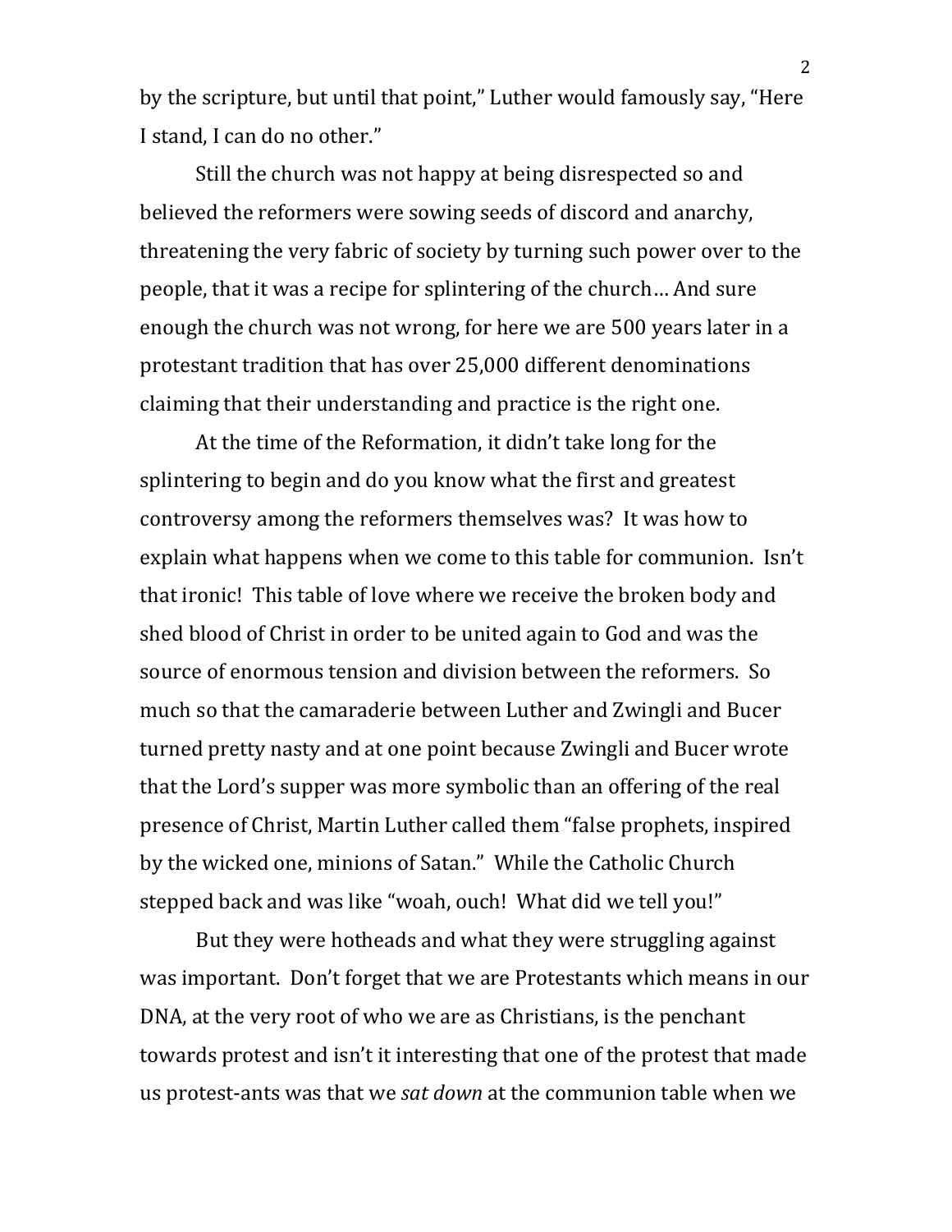by the scripture, but until that point," Luther would famously say, "Here I stand, I can do no other."

Still the church was not happy at being disrespected so and believed the reformers were sowing seeds of discord and anarchy, threatening the very fabric of society by turning such power over to the people, that it was a recipe for splintering of the church… And sure enough the church was not wrong, for here we are 500 years later in a protestant tradition that has over 25,000 different denominations claiming that their understanding and practice is the right one.

At the time of the Reformation, it didn't take long for the splintering to begin and do you know what the first and greatest controversy among the reformers themselves was? It was how to explain what happens when we come to this table for communion. Isn't that ironic! This table of love where we receive the broken body and shed blood of Christ in order to be united again to God and was the source of enormous tension and division between the reformers. So much so that the camaraderie between Luther and Zwingli and Bucer turned pretty nasty and at one point because Zwingli and Bucer wrote that the Lord's supper was more symbolic than an offering of the real presence of Christ, Martin Luther called them "false prophets, inspired by the wicked one, minions of Satan." While the Catholic Church stepped back and was like "woah, ouch! What did we tell you!"

But they were hotheads and what they were struggling against was important. Don't forget that we are Protestants which means in our DNA, at the very root of who we are as Christians, is the penchant towards protest and isn't it interesting that one of the protest that made us protest-ants was that we *sat down* at the communion table when we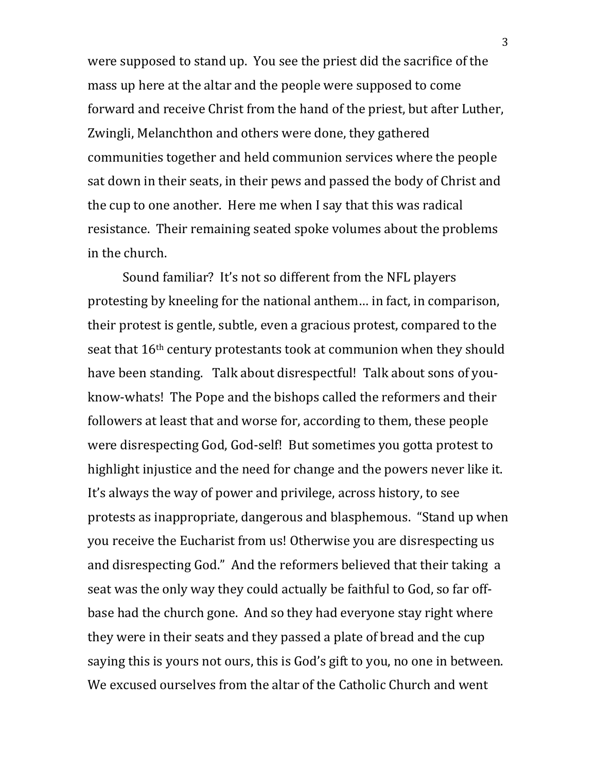were supposed to stand up. You see the priest did the sacrifice of the mass up here at the altar and the people were supposed to come forward and receive Christ from the hand of the priest, but after Luther, Zwingli, Melanchthon and others were done, they gathered communities together and held communion services where the people sat down in their seats, in their pews and passed the body of Christ and the cup to one another. Here me when I say that this was radical resistance. Their remaining seated spoke volumes about the problems in the church.

Sound familiar? It's not so different from the NFL players protesting by kneeling for the national anthem… in fact, in comparison, their protest is gentle, subtle, even a gracious protest, compared to the seat that 16th century protestants took at communion when they should have been standing. Talk about disrespectful! Talk about sons of you-know-whats! The Pope and the bishops called the reformers and their followers at least that and worse for, according to them, these people were disrespecting God, God-self! But sometimes you gotta protest to highlight injustice and the need for change and the powers never like it. It's always the way of power and privilege, across history, to see protests as inappropriate, dangerous and blasphemous. "Stand up when you receive the Eucharist from us! Otherwise you are disrespecting us and disrespecting God." And the reformers believed that their taking a seat was the only way they could actually be faithful to God, so far off-base had the church gone. And so they had everyone stay right where they were in their seats and they passed a plate of bread and the cup saying this is yours not ours, this is God's gift to you, no one in between. We excused ourselves from the altar of the Catholic Church and went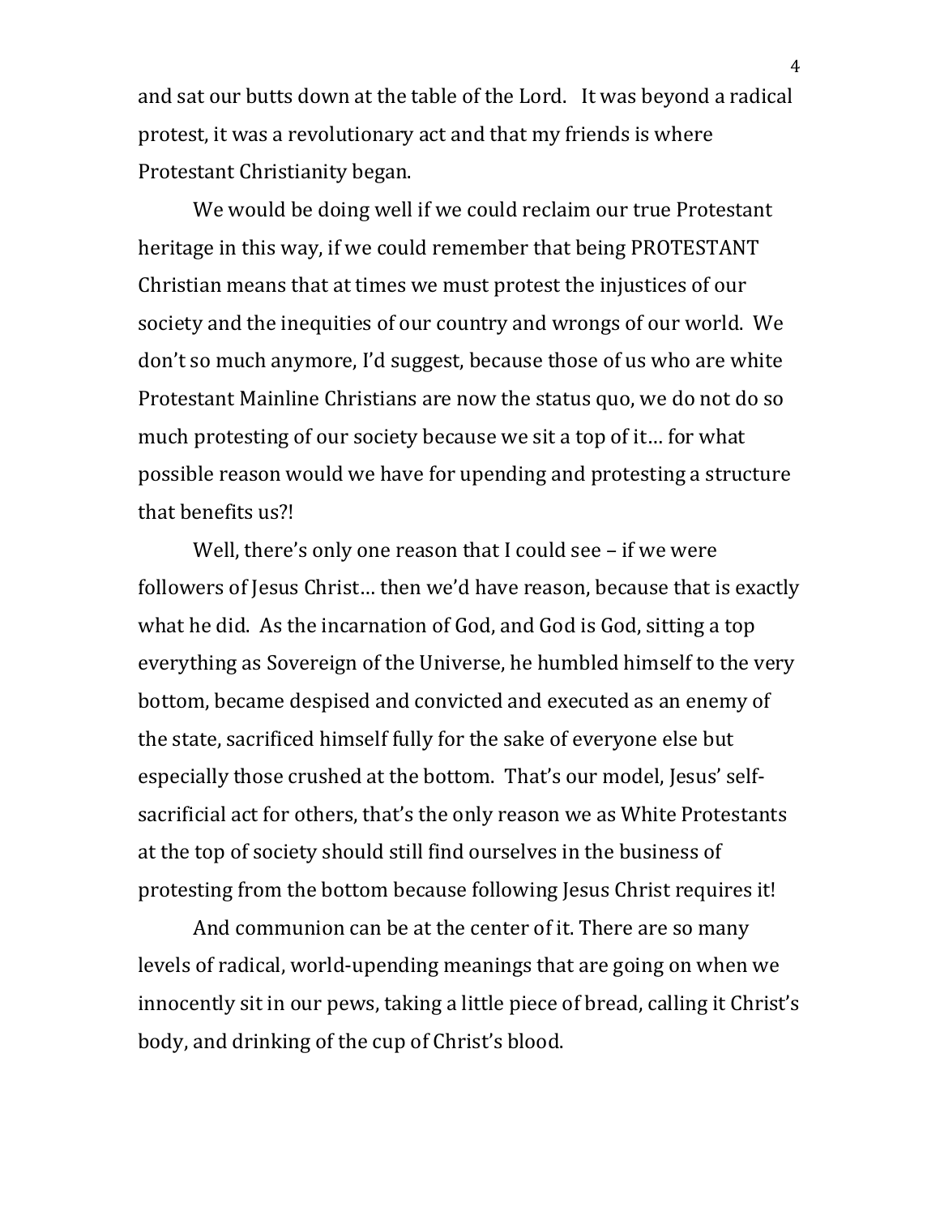and sat our butts down at the table of the Lord.   It was beyond a radical protest, it was a revolutionary act and that my friends is where Protestant Christianity began.

We would be doing well if we could reclaim our true Protestant heritage in this way, if we could remember that being PROTESTANT Christian means that at times we must protest the injustices of our society and the inequities of our country and wrongs of our world.  We don't so much anymore, I'd suggest, because those of us who are white Protestant Mainline Christians are now the status quo, we do not do so much protesting of our society because we sit a top of it… for what possible reason would we have for upending and protesting a structure that benefits us?!

Well, there's only one reason that I could see – if we were followers of Jesus Christ… then we'd have reason, because that is exactly what he did.  As the incarnation of God, and God is God, sitting a top everything as Sovereign of the Universe, he humbled himself to the very bottom, became despised and convicted and executed as an enemy of the state, sacrificed himself fully for the sake of everyone else but especially those crushed at the bottom.  That's our model, Jesus' self-sacrificial act for others, that's the only reason we as White Protestants at the top of society should still find ourselves in the business of protesting from the bottom because following Jesus Christ requires it!

And communion can be at the center of it. There are so many levels of radical, world-upending meanings that are going on when we innocently sit in our pews, taking a little piece of bread, calling it Christ's body, and drinking of the cup of Christ's blood.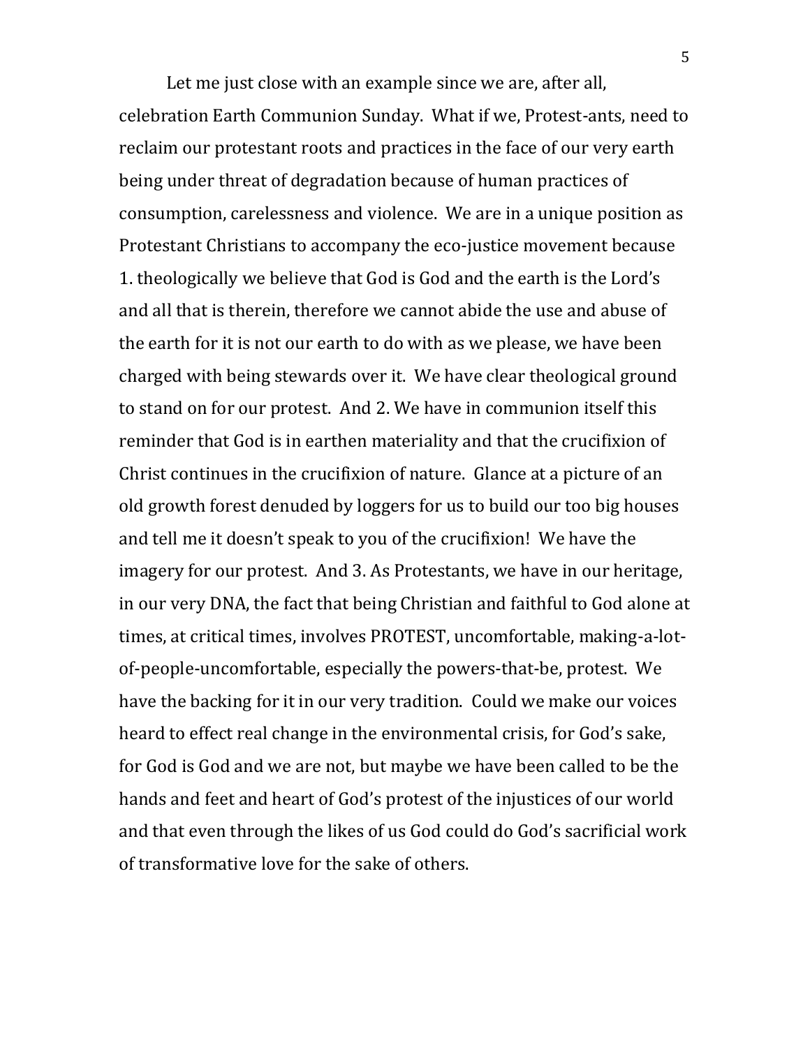Let me just close with an example since we are, after all, celebration Earth Communion Sunday. What if we, Protest-ants, need to reclaim our protestant roots and practices in the face of our very earth being under threat of degradation because of human practices of consumption, carelessness and violence. We are in a unique position as Protestant Christians to accompany the eco-justice movement because 1. theologically we believe that God is God and the earth is the Lord's and all that is therein, therefore we cannot abide the use and abuse of the earth for it is not our earth to do with as we please, we have been charged with being stewards over it. We have clear theological ground to stand on for our protest. And 2. We have in communion itself this reminder that God is in earthen materiality and that the crucifixion of Christ continues in the crucifixion of nature. Glance at a picture of an old growth forest denuded by loggers for us to build our too big houses and tell me it doesn't speak to you of the crucifixion! We have the imagery for our protest. And 3. As Protestants, we have in our heritage, in our very DNA, the fact that being Christian and faithful to God alone at times, at critical times, involves PROTEST, uncomfortable, making-a-lot-of-people-uncomfortable, especially the powers-that-be, protest. We have the backing for it in our very tradition. Could we make our voices heard to effect real change in the environmental crisis, for God's sake, for God is God and we are not, but maybe we have been called to be the hands and feet and heart of God's protest of the injustices of our world and that even through the likes of us God could do God's sacrificial work of transformative love for the sake of others.